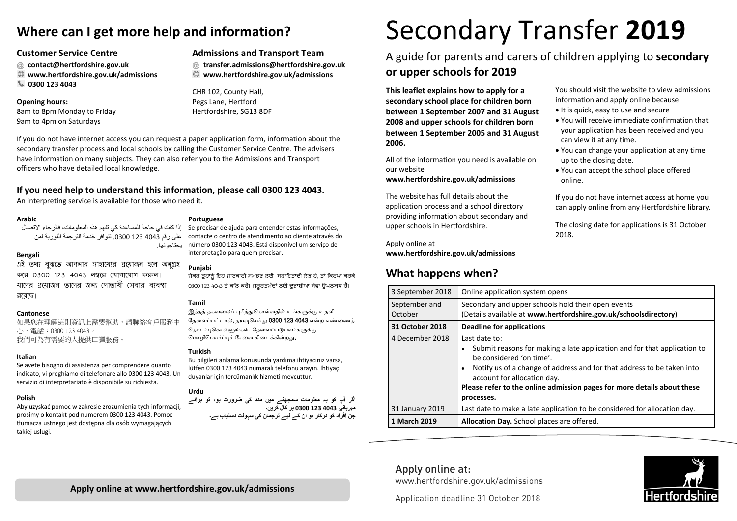## Where can I get more help and information?

### Customer Service Centre

- contact@hertfordshire.gov.uk
- www.hertfordshire.gov.uk/admissions
- 0300 123 4043

**Opening hours:**
8am to 8pm Monday to Friday
9am to 4pm on Saturdays

### Admissions and Transport Team

- transfer.admissions@hertfordshire.gov.uk
- www.hertfordshire.gov.uk/admissions

CHR 102, County Hall,
Pegs Lane, Hertford
Hertfordshire, SG13 8DF

If you do not have internet access you can request a paper application form, information about the secondary transfer process and local schools by calling the Customer Service Centre. The advisers have information on many subjects. They can also refer you to the Admissions and Transport officers who have detailed local knowledge.

### If you need help to understand this information, please call 0300 123 4043.

An interpreting service is available for those who need it.

**Arabic**
إذا كنت في حاجة للمساعدة كي تفهم هذه المعلومات، فالرجاء الاتصال على رقم 4043 123 0300. تتوافر خدمة الترجمة الفورية لمن يحتاجونها.

**Bengali**
এই তথ্য বুঝতে আপনার সাহায্যের প্রয়োজন হলে অনুগ্রহ করে 0300 123 4043 নম্বরে যোগাযোগ করুন। যাদের প্রয়োজন তাদের জন্য দোভাষী সেবার ব্যবস্থা রয়েছে।

**Cantonese**
如果您在理解這則資訊上需要幫助，請聯絡客戶服務中心，電話：0300 123 4043。
我們可為有需要的人提供口譯服務。

**Italian**
Se avete bisogno di assistenza per comprendere quanto indicato, vi preghiamo di telefonare allo 0300 123 4043. Un servizio di interpretariato è disponibile su richiesta.

**Polish**
Aby uzyskać pomoc w zakresie zrozumienia tych informacji, prosimy o kontakt pod numerem 0300 123 4043. Pomoc tłumacza ustnego jest dostępna dla osób wymagających takiej usługi.

**Portuguese**
Se precisar de ajuda para entender estas informações, contacte o centro de atendimento ao cliente através do número 0300 123 4043. Está disponível um serviço de interpretação para quem precisar.

**Punjabi**
ਜੇਕਰ ਤੁਹਾਨੂੰ ਇਹ ਜਾਣਕਾਰੀ ਸਮਝਣ ਲਈ ਸਹਾਇਤਾ ਦੀ ਲੋੜ ਹੈ, ਤਾਂ ਕਿਰਪਾ ਕਰਕੇ 0300 123 4043 ਤੇ ਕਾੱਲ ਕਰੋ। ਜਰੂਰਤਮੰਦਾਂ ਲਈ ਦੁਭਾਸ਼ੀਆ ਸੇਵਾ ਉਪਲਬਧ ਹੈ।

**Tamil**
இந்தத் தகவலைப் புரிந்துகொள்வதில் உங்களுக்கு உதவி தேவைப்பட்டால், தயவுசெய்து **0300 123 4043** என்ற எண்ணைத் தொடர்புகொள்ளுங்கள். தேவைப்படுபவர்களுக்கு மொழிபெயர்ப்புச் சேவை கிடைக்கின்றது**.**

**Turkish**
Bu bilgileri anlama konusunda yardıma ihtiyacınız varsa, lütfen 0300 123 4043 numaralı telefonu arayın. İhtiyaç duyanlar için tercümanlık hizmeti mevcuttur.

**Urdu**
**اگر آپ کو یہ معلومات سمجھنے میں مدد کی ضرورت ہو، تو براہِ مہربانی 4043 123 0300 پر کال کریں۔**
**جن افراد کو درکار ہو ان کے لیے ترجمان کی سہولت دستیاب ہے۔**

**Apply online at www.hertfordshire.gov.uk/admissions**

# Secondary Transfer **2019**

## A guide for parents and carers of children applying to **secondary or upper schools for 2019**

**This leaflet explains how to apply for a secondary school place for children born between 1 September 2007 and 31 August 2008 and upper schools for children born between 1 September 2005 and 31 August 2006.**

All of the information you need is available on our website
**www.hertfordshire.gov.uk/admissions**

The website has full details about the application process and a school directory providing information about secondary and upper schools in Hertfordshire.

Apply online at
**www.hertfordshire.gov.uk/admissions**

You should visit the website to view admissions information and apply online because:

- It is quick, easy to use and secure
- You will receive immediate confirmation that your application has been received and you can view it at any time.
- You can change your application at any time up to the closing date.
- You can accept the school place offered online.

If you do not have internet access at home you can apply online from any Hertfordshire library.

The closing date for applications is 31 October 2018.

## What happens when?

| | |
|---|---|
| 3 September 2018 | Online application system opens |
| September and October | Secondary and upper schools hold their open events (Details available at **www.hertfordshire.gov.uk/schoolsdirectory**) |
| **31 October 2018** | **Deadline for applications** |
| 4 December 2018 | Last date to: <br>• Submit reasons for making a late application and for that application to be considered 'on time'. <br>• Notify us of a change of address and for that address to be taken into account for allocation day. <br>**Please refer to the online admission pages for more details about these processes.** |
| 31 January 2019 | Last date to make a late application to be considered for allocation day. |
| **1 March 2019** | **Allocation Day.** School places are offered. |

Apply online at:
www.hertfordshire.gov.uk/admissions

Application deadline 31 October 2018

Hertfordshire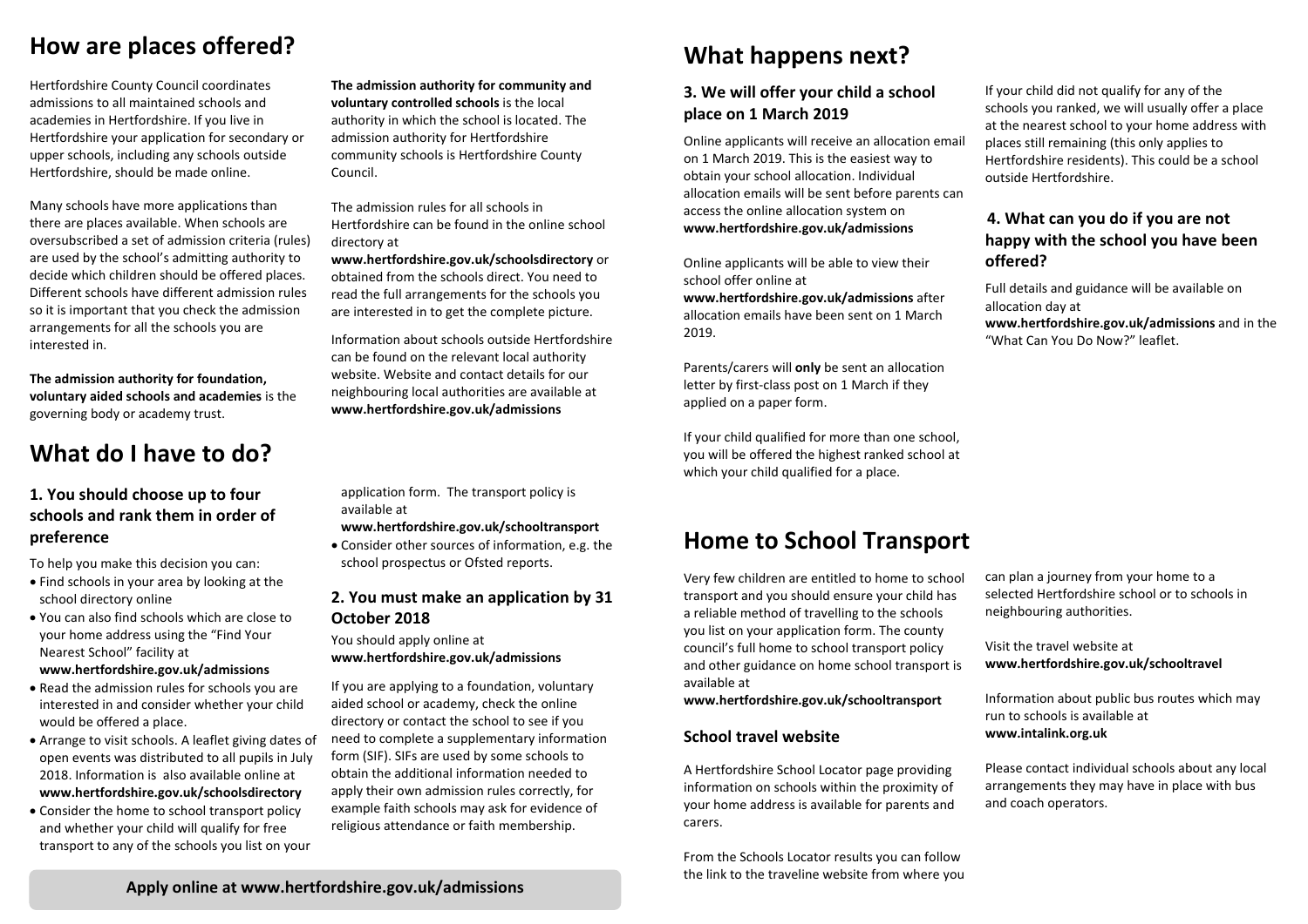## How are places offered?

Hertfordshire County Council coordinates admissions to all maintained schools and academies in Hertfordshire. If you live in Hertfordshire your application for secondary or upper schools, including any schools outside Hertfordshire, should be made online.

Many schools have more applications than there are places available. When schools are oversubscribed a set of admission criteria (rules) are used by the school's admitting authority to decide which children should be offered places. Different schools have different admission rules so it is important that you check the admission arrangements for all the schools you are interested in.

**The admission authority for foundation, voluntary aided schools and academies** is the governing body or academy trust.

**The admission authority for community and voluntary controlled schools** is the local authority in which the school is located. The admission authority for Hertfordshire community schools is Hertfordshire County Council.

The admission rules for all schools in Hertfordshire can be found in the online school directory at **www.hertfordshire.gov.uk/schoolsdirectory** or obtained from the schools direct. You need to read the full arrangements for the schools you are interested in to get the complete picture.

Information about schools outside Hertfordshire can be found on the relevant local authority website. Website and contact details for our neighbouring local authorities are available at **www.hertfordshire.gov.uk/admissions**

## What do I have to do?

### 1. You should choose up to four schools and rank them in order of preference

To help you make this decision you can:

- Find schools in your area by looking at the school directory online
- You can also find schools which are close to your home address using the "Find Your Nearest School" facility at **www.hertfordshire.gov.uk/admissions**
- Read the admission rules for schools you are interested in and consider whether your child would be offered a place.
- Arrange to visit schools. A leaflet giving dates of open events was distributed to all pupils in July 2018. Information is also available online at **www.hertfordshire.gov.uk/schoolsdirectory**
- Consider the home to school transport policy and whether your child will qualify for free transport to any of the schools you list on your application form. The transport policy is available at **www.hertfordshire.gov.uk/schooltransport**
- Consider other sources of information, e.g. the school prospectus or Ofsted reports.

### 2. You must make an application by 31 October 2018

You should apply online at **www.hertfordshire.gov.uk/admissions**

If you are applying to a foundation, voluntary aided school or academy, check the online directory or contact the school to see if you need to complete a supplementary information form (SIF). SIFs are used by some schools to obtain the additional information needed to apply their own admission rules correctly, for example faith schools may ask for evidence of religious attendance or faith membership.

**Apply online at www.hertfordshire.gov.uk/admissions**

## What happens next?

### 3. We will offer your child a school place on 1 March 2019

Online applicants will receive an allocation email on 1 March 2019. This is the easiest way to obtain your school allocation. Individual allocation emails will be sent before parents can access the online allocation system on **www.hertfordshire.gov.uk/admissions**

Online applicants will be able to view their school offer online at **www.hertfordshire.gov.uk/admissions** after allocation emails have been sent on 1 March 2019.

Parents/carers will **only** be sent an allocation letter by first-class post on 1 March if they applied on a paper form.

If your child qualified for more than one school, you will be offered the highest ranked school at which your child qualified for a place.

If your child did not qualify for any of the schools you ranked, we will usually offer a place at the nearest school to your home address with places still remaining (this only applies to Hertfordshire residents). This could be a school outside Hertfordshire.

### 4. What can you do if you are not happy with the school you have been offered?

Full details and guidance will be available on allocation day at **www.hertfordshire.gov.uk/admissions** and in the "What Can You Do Now?" leaflet.

## Home to School Transport

Very few children are entitled to home to school transport and you should ensure your child has a reliable method of travelling to the schools you list on your application form. The county council's full home to school transport policy and other guidance on home school transport is available at **www.hertfordshire.gov.uk/schooltransport**

### School travel website

A Hertfordshire School Locator page providing information on schools within the proximity of your home address is available for parents and carers.

From the Schools Locator results you can follow the link to the traveline website from where you can plan a journey from your home to a selected Hertfordshire school or to schools in neighbouring authorities.

Visit the travel website at **www.hertfordshire.gov.uk/schooltravel**

Information about public bus routes which may run to schools is available at **www.intalink.org.uk**

Please contact individual schools about any local arrangements they may have in place with bus and coach operators.